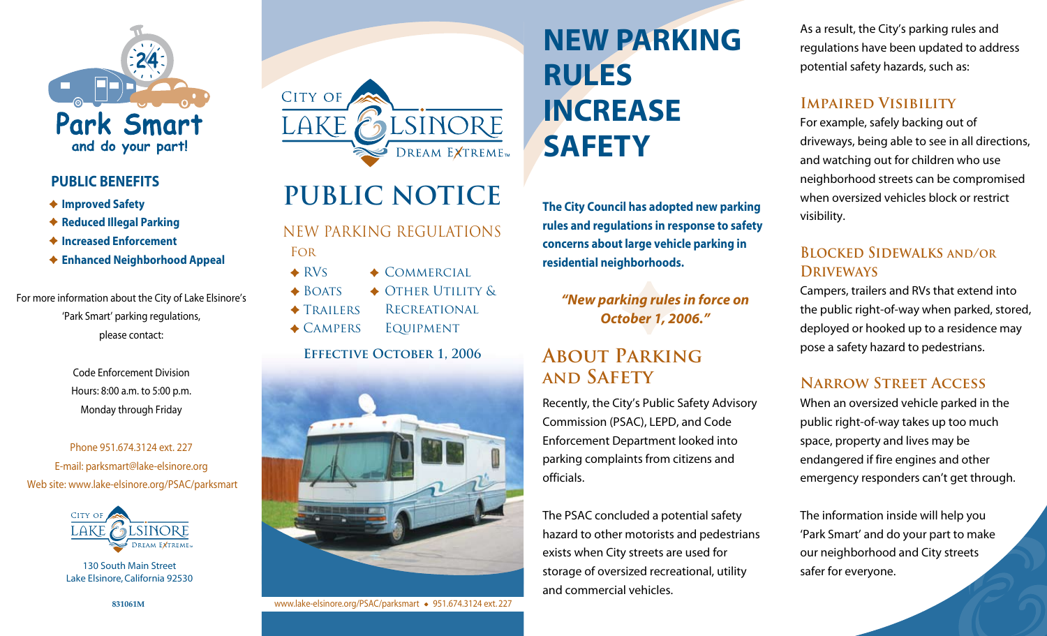# Park Smart

and do your part!

## PUBLIC BENEFITS

- Improved Safety
- Reduced Illegal Parking
- Increased Enforcement
- Enhanced Neighborhood Appeal

For more information about the City of Lake Elsinore's 'Park Smart' parking regulations, please contact:

Code Enforcement Division
Hours: 8:00 a.m. to 5:00 p.m.
Monday through Friday

Phone 951.674.3124 ext. 227
E-mail: parksmart@lake-elsinore.org
Web site: www.lake-elsinore.org/PSAC/parksmart

City of Lake Elsinore
Dream Extreme™

130 South Main Street
Lake Elsinore, California 92530

831061M

City of Lake Elsinore
Dream Extreme™

# PUBLIC NOTICE

## NEW PARKING REGULATIONS

For

- RVs
- Boats
- Trailers
- Campers
- Commercial
- Other Utility & Recreational Equipment

**Effective October 1, 2006**

www.lake-elsinore.org/PSAC/parksmart • 951.674.3124 ext. 227

# NEW PARKING RULES INCREASE SAFETY

**The City Council has adopted new parking rules and regulations in response to safety concerns about large vehicle parking in residential neighborhoods.**

***"New parking rules in force on October 1, 2006."***

## About Parking and Safety

Recently, the City's Public Safety Advisory Commission (PSAC), LEPD, and Code Enforcement Department looked into parking complaints from citizens and officials.

The PSAC concluded a potential safety hazard to other motorists and pedestrians exists when City streets are used for storage of oversized recreational, utility and commercial vehicles.

As a result, the City's parking rules and regulations have been updated to address potential safety hazards, such as:

### Impaired Visibility

For example, safely backing out of driveways, being able to see in all directions, and watching out for children who use neighborhood streets can be compromised when oversized vehicles block or restrict visibility.

### Blocked Sidewalks and/or Driveways

Campers, trailers and RVs that extend into the public right-of-way when parked, stored, deployed or hooked up to a residence may pose a safety hazard to pedestrians.

### Narrow Street Access

When an oversized vehicle parked in the public right-of-way takes up too much space, property and lives may be endangered if fire engines and other emergency responders can't get through.

The information inside will help you 'Park Smart' and do your part to make our neighborhood and City streets safer for everyone.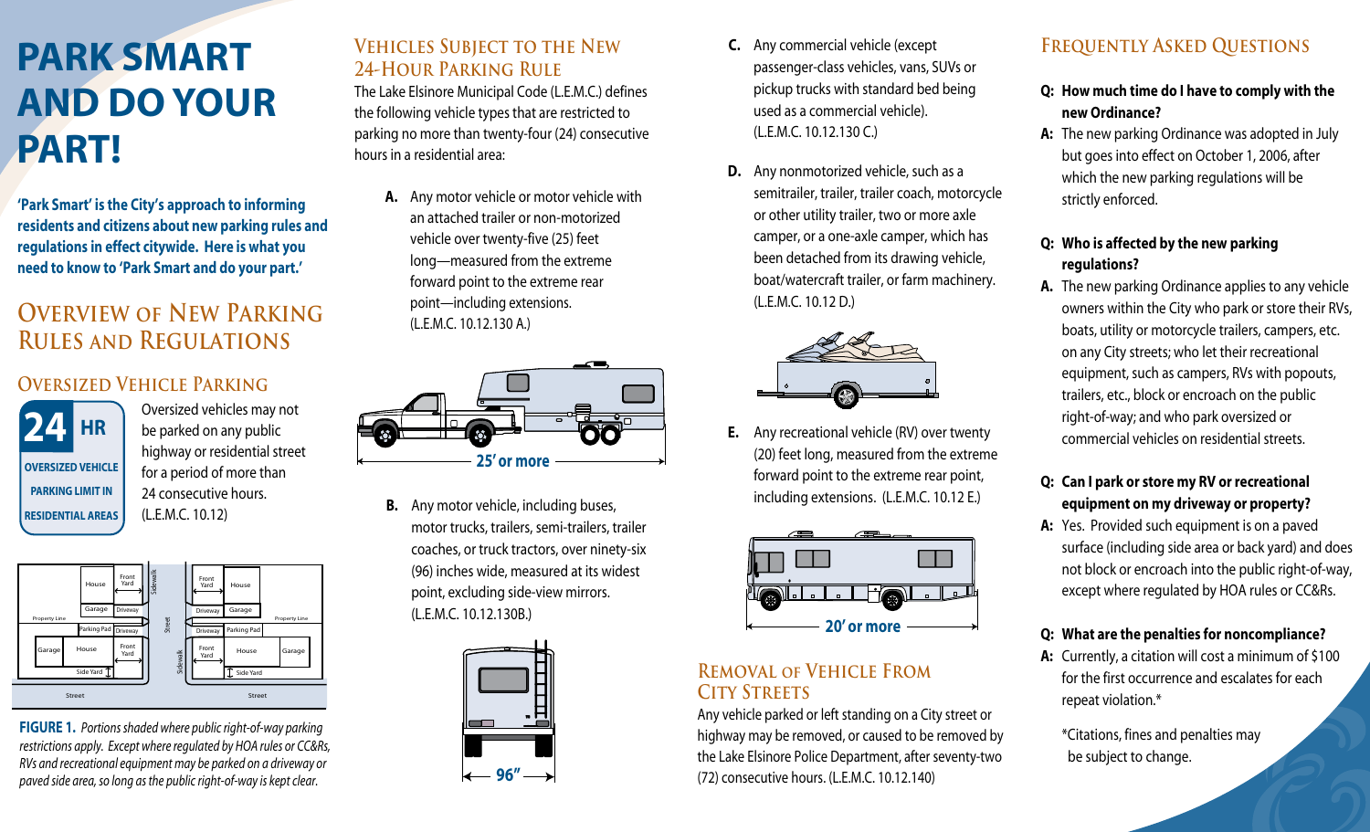# PARK SMART AND DO YOUR PART!

**'Park Smart' is the City's approach to informing residents and citizens about new parking rules and regulations in effect citywide. Here is what you need to know to 'Park Smart and do your part.'**

## Overview of New Parking Rules and Regulations

### Oversized Vehicle Parking

**24 HR**
**OVERSIZED VEHICLE PARKING LIMIT IN RESIDENTIAL AREAS**

Oversized vehicles may not be parked on any public highway or residential street for a period of more than 24 consecutive hours. (L.E.M.C. 10.12)

House
Front Yard
Garage
Driveway
Property Line
Parking Pad
Side Yard
Sidewalk
Street

**FIGURE 1.** *Portions shaded where public right-of-way parking restrictions apply. Except where regulated by HOA rules or CC&Rs, RVs and recreational equipment may be parked on a driveway or paved side area, so long as the public right-of-way is kept clear.*

## Vehicles Subject to the New 24-Hour Parking Rule

The Lake Elsinore Municipal Code (L.E.M.C.) defines the following vehicle types that are restricted to parking no more than twenty-four (24) consecutive hours in a residential area:

**A.** Any motor vehicle or motor vehicle with an attached trailer or non-motorized vehicle over twenty-five (25) feet long—measured from the extreme forward point to the extreme rear point—including extensions. (L.E.M.C. 10.12.130 A.)

25' or more

**B.** Any motor vehicle, including buses, motor trucks, trailers, semi-trailers, trailer coaches, or truck tractors, over ninety-six (96) inches wide, measured at its widest point, excluding side-view mirrors. (L.E.M.C. 10.12.130B.)

96"

**C.** Any commercial vehicle (except passenger-class vehicles, vans, SUVs or pickup trucks with standard bed being used as a commercial vehicle). (L.E.M.C. 10.12.130 C.)

**D.** Any nonmotorized vehicle, such as a semitrailer, trailer, trailer coach, motorcycle or other utility trailer, two or more axle camper, or a one-axle camper, which has been detached from its drawing vehicle, boat/watercraft trailer, or farm machinery. (L.E.M.C. 10.12 D.)

**E.** Any recreational vehicle (RV) over twenty (20) feet long, measured from the extreme forward point to the extreme rear point, including extensions. (L.E.M.C. 10.12 E.)

20' or more

## Removal of Vehicle From City Streets

Any vehicle parked or left standing on a City street or highway may be removed, or caused to be removed by the Lake Elsinore Police Department, after seventy-two (72) consecutive hours. (L.E.M.C. 10.12.140)

## Frequently Asked Questions

**Q: How much time do I have to comply with the new Ordinance?**

**A:** The new parking Ordinance was adopted in July but goes into effect on October 1, 2006, after which the new parking regulations will be strictly enforced.

**Q: Who is affected by the new parking regulations?**

**A:** The new parking Ordinance applies to any vehicle owners within the City who park or store their RVs, boats, utility or motorcycle trailers, campers, etc. on any City streets; who let their recreational equipment, such as campers, RVs with popouts, trailers, etc., block or encroach on the public right-of-way; and who park oversized or commercial vehicles on residential streets.

**Q: Can I park or store my RV or recreational equipment on my driveway or property?**

**A:** Yes. Provided such equipment is on a paved surface (including side area or back yard) and does not block or encroach into the public right-of-way, except where regulated by HOA rules or CC&Rs.

**Q: What are the penalties for noncompliance?**

**A:** Currently, a citation will cost a minimum of $100 for the first occurrence and escalates for each repeat violation.*

*Citations, fines and penalties may be subject to change.